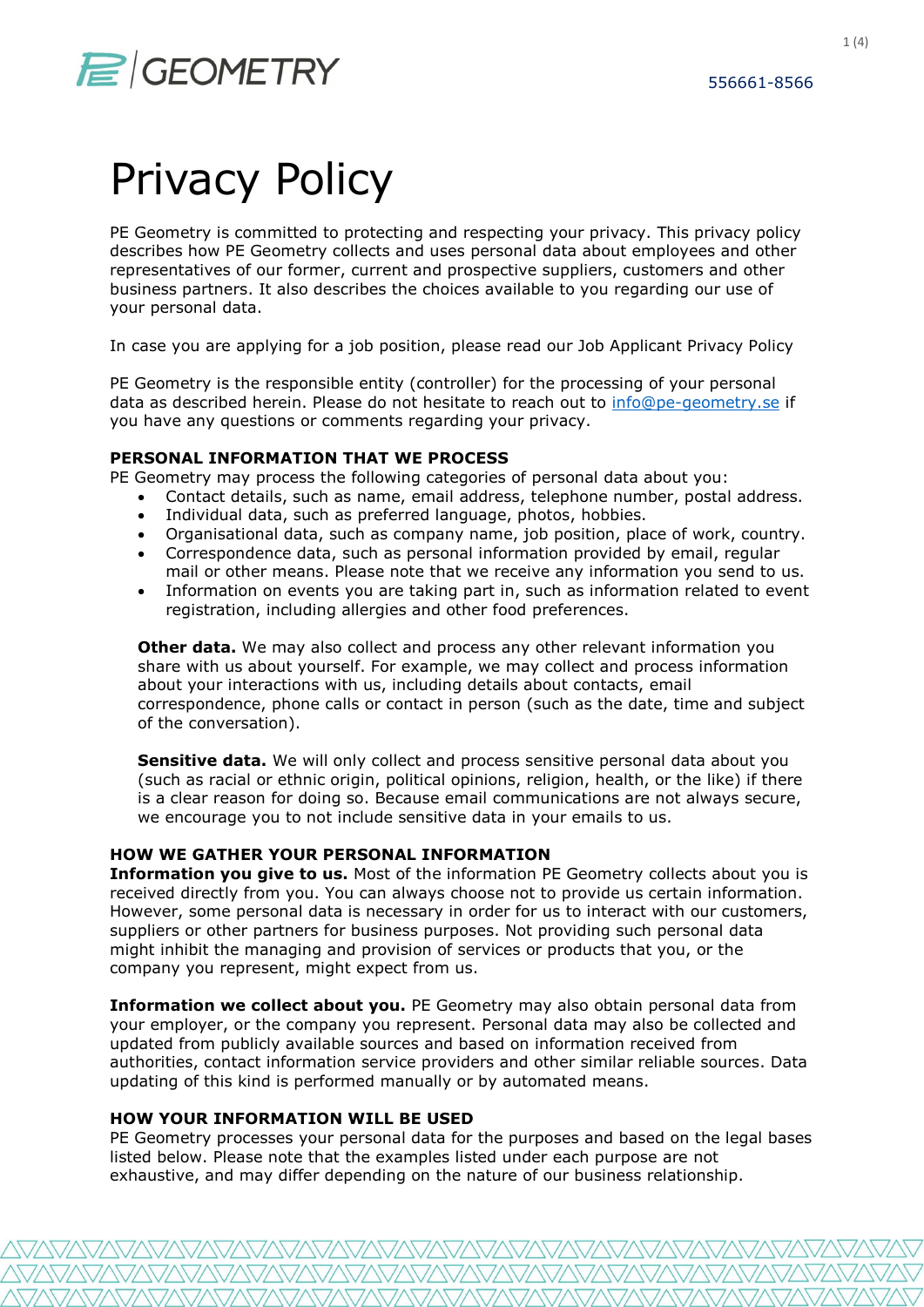556661-8566

# Privacy Policy

PE Geometry is committed to protecting and respecting your privacy. This privacy policy describes how PE Geometry collects and uses personal data about employees and other representatives of our former, current and prospective suppliers, customers and other business partners. It also describes the choices available to you regarding our use of your personal data.

In case you are applying for a job position, please read our Job Applicant Privacy Policy

PE Geometry is the responsible entity (controller) for the processing of your personal data as described herein. Please do not hesitate to reach out to info@pe-geometry.se if you have any questions or comments regarding your privacy.

## PERSONAL INFORMATION THAT WE PROCESS

PE Geometry may process the following categories of personal data about you:

- Contact details, such as name, email address, telephone number, postal address.
- Individual data, such as preferred language, photos, hobbies.
- Organisational data, such as company name, job position, place of work, country.
- Correspondence data, such as personal information provided by email, regular mail or other means. Please note that we receive any information you send to us.
- Information on events you are taking part in, such as information related to event registration, including allergies and other food preferences.

**Other data.** We may also collect and process any other relevant information you share with us about yourself. For example, we may collect and process information about your interactions with us, including details about contacts, email correspondence, phone calls or contact in person (such as the date, time and subject of the conversation).

**Sensitive data.** We will only collect and process sensitive personal data about you (such as racial or ethnic origin, political opinions, religion, health, or the like) if there is a clear reason for doing so. Because email communications are not always secure, we encourage you to not include sensitive data in your emails to us.

## HOW WE GATHER YOUR PERSONAL INFORMATION

**Information you give to us.** Most of the information PE Geometry collects about you is received directly from you. You can always choose not to provide us certain information. However, some personal data is necessary in order for us to interact with our customers, suppliers or other partners for business purposes. Not providing such personal data might inhibit the managing and provision of services or products that you, or the company you represent, might expect from us.

**Information we collect about you.** PE Geometry may also obtain personal data from your employer, or the company you represent. Personal data may also be collected and updated from publicly available sources and based on information received from authorities, contact information service providers and other similar reliable sources. Data updating of this kind is performed manually or by automated means.

## HOW YOUR INFORMATION WILL BE USED

PE Geometry processes your personal data for the purposes and based on the legal bases listed below. Please note that the examples listed under each purpose are not exhaustive, and may differ depending on the nature of our business relationship.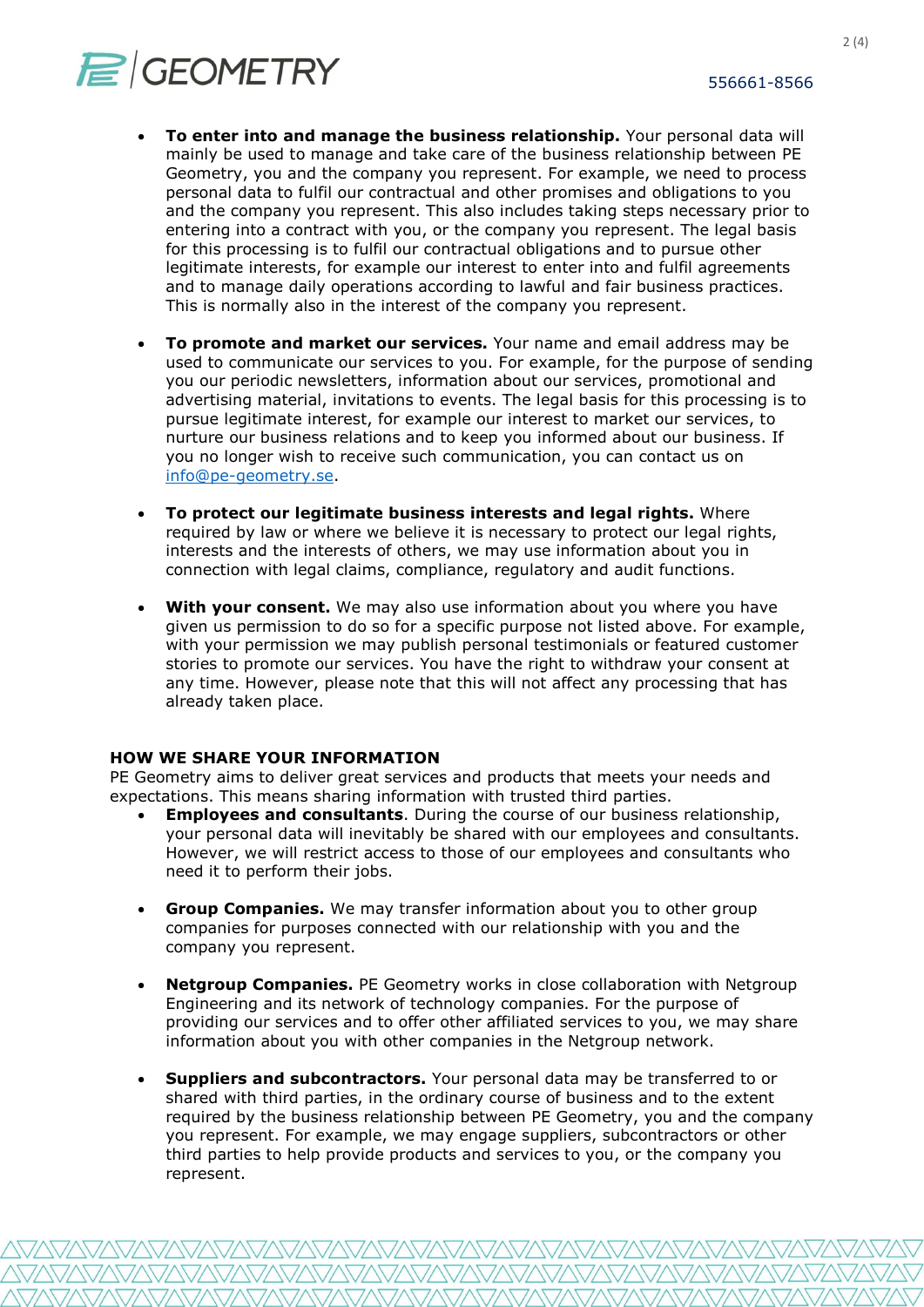- **To enter into and manage the business relationship.** Your personal data will mainly be used to manage and take care of the business relationship between PE Geometry, you and the company you represent. For example, we need to process personal data to fulfil our contractual and other promises and obligations to you and the company you represent. This also includes taking steps necessary prior to entering into a contract with you, or the company you represent. The legal basis for this processing is to fulfil our contractual obligations and to pursue other legitimate interests, for example our interest to enter into and fulfil agreements and to manage daily operations according to lawful and fair business practices. This is normally also in the interest of the company you represent.

- **To promote and market our services.** Your name and email address may be used to communicate our services to you. For example, for the purpose of sending you our periodic newsletters, information about our services, promotional and advertising material, invitations to events. The legal basis for this processing is to pursue legitimate interest, for example our interest to market our services, to nurture our business relations and to keep you informed about our business. If you no longer wish to receive such communication, you can contact us on [info@pe-geometry.se](mailto:info@pe-geometry.se).

- **To protect our legitimate business interests and legal rights.** Where required by law or where we believe it is necessary to protect our legal rights, interests and the interests of others, we may use information about you in connection with legal claims, compliance, regulatory and audit functions.

- **With your consent.** We may also use information about you where you have given us permission to do so for a specific purpose not listed above. For example, with your permission we may publish personal testimonials or featured customer stories to promote our services. You have the right to withdraw your consent at any time. However, please note that this will not affect any processing that has already taken place.

**HOW WE SHARE YOUR INFORMATION**

PE Geometry aims to deliver great services and products that meets your needs and expectations. This means sharing information with trusted third parties.

- **Employees and consultants**. During the course of our business relationship, your personal data will inevitably be shared with our employees and consultants. However, we will restrict access to those of our employees and consultants who need it to perform their jobs.

- **Group Companies.** We may transfer information about you to other group companies for purposes connected with our relationship with you and the company you represent.

- **Netgroup Companies.** PE Geometry works in close collaboration with Netgroup Engineering and its network of technology companies. For the purpose of providing our services and to offer other affiliated services to you, we may share information about you with other companies in the Netgroup network.

- **Suppliers and subcontractors.** Your personal data may be transferred to or shared with third parties, in the ordinary course of business and to the extent required by the business relationship between PE Geometry, you and the company you represent. For example, we may engage suppliers, subcontractors or other third parties to help provide products and services to you, or the company you represent.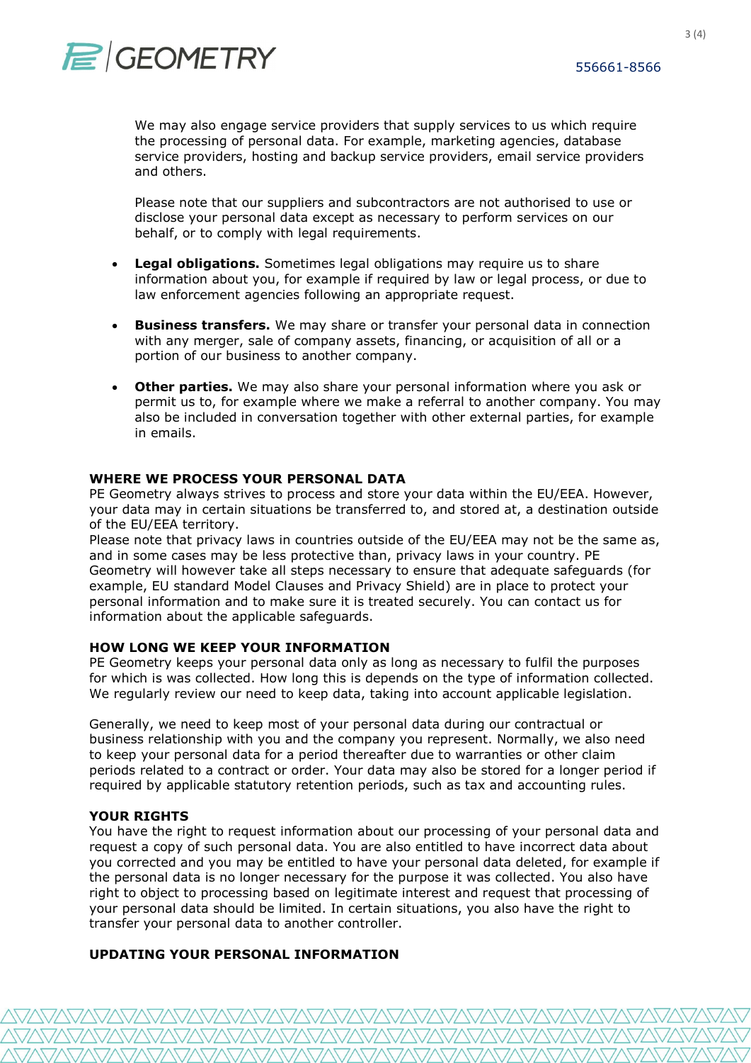We may also engage service providers that supply services to us which require the processing of personal data. For example, marketing agencies, database service providers, hosting and backup service providers, email service providers and others.

Please note that our suppliers and subcontractors are not authorised to use or disclose your personal data except as necessary to perform services on our behalf, or to comply with legal requirements.

- **Legal obligations.** Sometimes legal obligations may require us to share information about you, for example if required by law or legal process, or due to law enforcement agencies following an appropriate request.
- **Business transfers.** We may share or transfer your personal data in connection with any merger, sale of company assets, financing, or acquisition of all or a portion of our business to another company.
- **Other parties.** We may also share your personal information where you ask or permit us to, for example where we make a referral to another company. You may also be included in conversation together with other external parties, for example in emails.

**WHERE WE PROCESS YOUR PERSONAL DATA**

PE Geometry always strives to process and store your data within the EU/EEA. However, your data may in certain situations be transferred to, and stored at, a destination outside of the EU/EEA territory.

Please note that privacy laws in countries outside of the EU/EEA may not be the same as, and in some cases may be less protective than, privacy laws in your country. PE Geometry will however take all steps necessary to ensure that adequate safeguards (for example, EU standard Model Clauses and Privacy Shield) are in place to protect your personal information and to make sure it is treated securely. You can contact us for information about the applicable safeguards.

**HOW LONG WE KEEP YOUR INFORMATION**

PE Geometry keeps your personal data only as long as necessary to fulfil the purposes for which is was collected. How long this is depends on the type of information collected. We regularly review our need to keep data, taking into account applicable legislation.

Generally, we need to keep most of your personal data during our contractual or business relationship with you and the company you represent. Normally, we also need to keep your personal data for a period thereafter due to warranties or other claim periods related to a contract or order. Your data may also be stored for a longer period if required by applicable statutory retention periods, such as tax and accounting rules.

**YOUR RIGHTS**

You have the right to request information about our processing of your personal data and request a copy of such personal data. You are also entitled to have incorrect data about you corrected and you may be entitled to have your personal data deleted, for example if the personal data is no longer necessary for the purpose it was collected. You also have right to object to processing based on legitimate interest and request that processing of your personal data should be limited. In certain situations, you also have the right to transfer your personal data to another controller.

**UPDATING YOUR PERSONAL INFORMATION**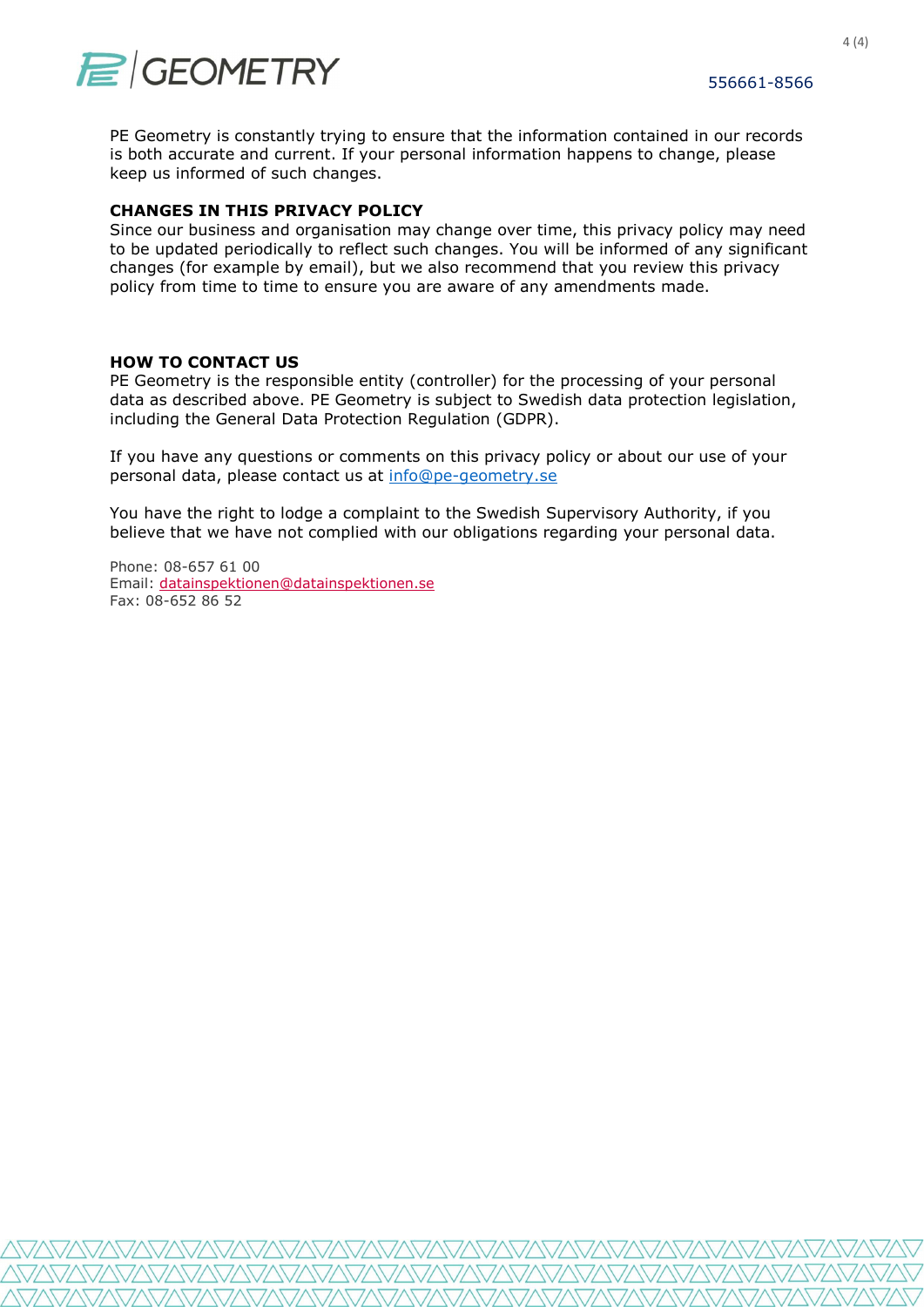PE Geometry is constantly trying to ensure that the information contained in our records is both accurate and current. If your personal information happens to change, please keep us informed of such changes.

**CHANGES IN THIS PRIVACY POLICY**

Since our business and organisation may change over time, this privacy policy may need to be updated periodically to reflect such changes. You will be informed of any significant changes (for example by email), but we also recommend that you review this privacy policy from time to time to ensure you are aware of any amendments made.

**HOW TO CONTACT US**

PE Geometry is the responsible entity (controller) for the processing of your personal data as described above. PE Geometry is subject to Swedish data protection legislation, including the General Data Protection Regulation (GDPR).

If you have any questions or comments on this privacy policy or about our use of your personal data, please contact us at info@pe-geometry.se

You have the right to lodge a complaint to the Swedish Supervisory Authority, if you believe that we have not complied with our obligations regarding your personal data.

Phone: 08-657 61 00
Email: datainspektionen@datainspektionen.se
Fax: 08-652 86 52